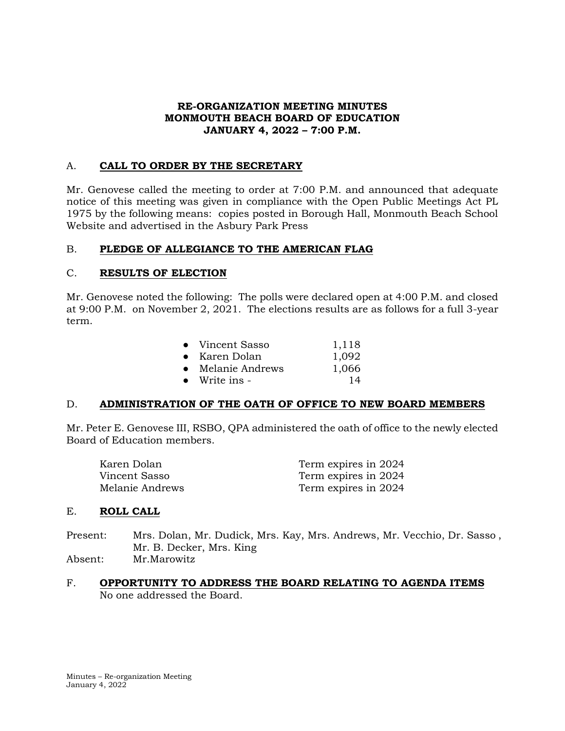# RE-ORGANIZATION MEETING MINUTES
# MONMOUTH BEACH BOARD OF EDUCATION
# JANUARY 4, 2022 – 7:00 P.M.

## A. CALL TO ORDER BY THE SECRETARY

Mr. Genovese called the meeting to order at 7:00 P.M. and announced that adequate notice of this meeting was given in compliance with the Open Public Meetings Act PL 1975 by the following means: copies posted in Borough Hall, Monmouth Beach School Website and advertised in the Asbury Park Press

## B. PLEDGE OF ALLEGIANCE TO THE AMERICAN FLAG

## C. RESULTS OF ELECTION

Mr. Genovese noted the following: The polls were declared open at 4:00 P.M. and closed at 9:00 P.M. on November 2, 2021. The elections results are as follows for a full 3-year term.

- Vincent Sasso 1,118
- Karen Dolan 1,092
- Melanie Andrews 1,066
- Write ins - 14

## D. ADMINISTRATION OF THE OATH OF OFFICE TO NEW BOARD MEMBERS

Mr. Peter E. Genovese III, RSBO, QPA administered the oath of office to the newly elected Board of Education members.

| | |
|---|---|
| Karen Dolan | Term expires in 2024 |
| Vincent Sasso | Term expires in 2024 |
| Melanie Andrews | Term expires in 2024 |

## E. ROLL CALL

Present: Mrs. Dolan, Mr. Dudick, Mrs. Kay, Mrs. Andrews, Mr. Vecchio, Dr. Sasso , Mr. B. Decker, Mrs. King

Absent: Mr.Marowitz

## F. OPPORTUNITY TO ADDRESS THE BOARD RELATING TO AGENDA ITEMS

No one addressed the Board.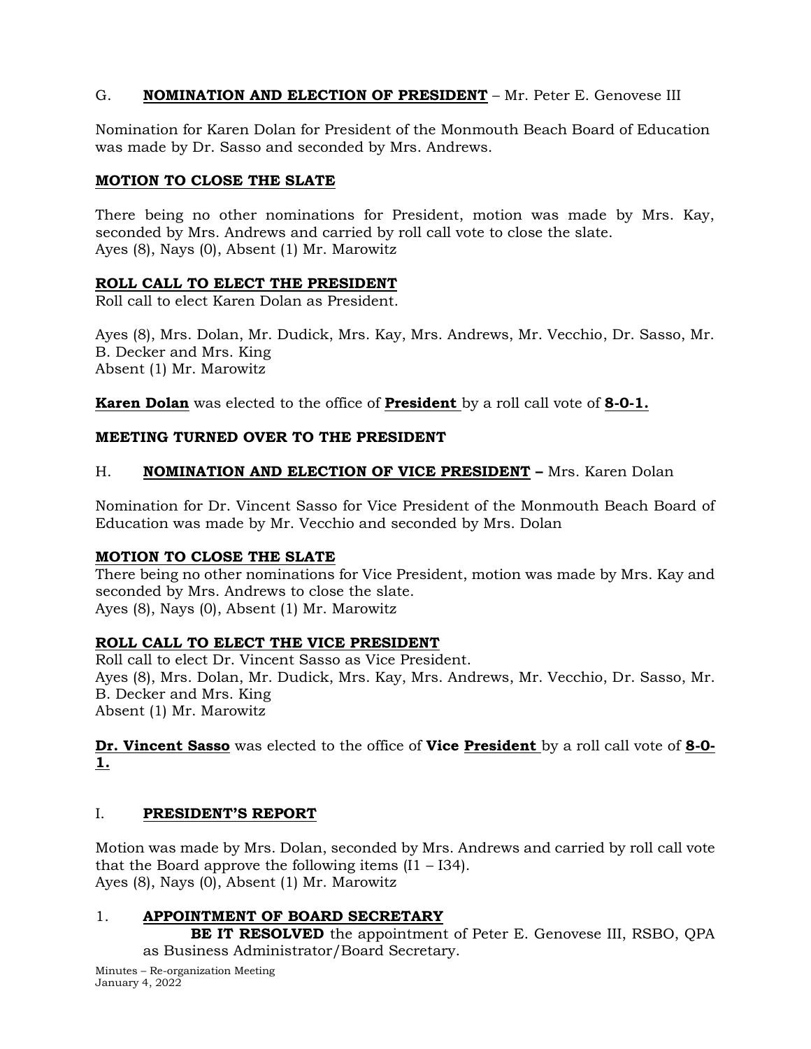G. **NOMINATION AND ELECTION OF PRESIDENT** – Mr. Peter E. Genovese III

Nomination for Karen Dolan for President of the Monmouth Beach Board of Education was made by Dr. Sasso and seconded by Mrs. Andrews.

**MOTION TO CLOSE THE SLATE**

There being no other nominations for President, motion was made by Mrs. Kay, seconded by Mrs. Andrews and carried by roll call vote to close the slate.
Ayes (8), Nays (0), Absent (1) Mr. Marowitz

**ROLL CALL TO ELECT THE PRESIDENT**
Roll call to elect Karen Dolan as President.

Ayes (8), Mrs. Dolan, Mr. Dudick, Mrs. Kay, Mrs. Andrews, Mr. Vecchio, Dr. Sasso, Mr. B. Decker and Mrs. King
Absent (1) Mr. Marowitz

**Karen Dolan** was elected to the office of **President** by a roll call vote of **8-0-1.**

**MEETING TURNED OVER TO THE PRESIDENT**

H. **NOMINATION AND ELECTION OF VICE PRESIDENT –** Mrs. Karen Dolan

Nomination for Dr. Vincent Sasso for Vice President of the Monmouth Beach Board of Education was made by Mr. Vecchio and seconded by Mrs. Dolan

**MOTION TO CLOSE THE SLATE**
There being no other nominations for Vice President, motion was made by Mrs. Kay and seconded by Mrs. Andrews to close the slate.
Ayes (8), Nays (0), Absent (1) Mr. Marowitz

**ROLL CALL TO ELECT THE VICE PRESIDENT**
Roll call to elect Dr. Vincent Sasso as Vice President.
Ayes (8), Mrs. Dolan, Mr. Dudick, Mrs. Kay, Mrs. Andrews, Mr. Vecchio, Dr. Sasso, Mr. B. Decker and Mrs. King
Absent (1) Mr. Marowitz

**Dr. Vincent Sasso** was elected to the office of **Vice President** by a roll call vote of **8-0-1.**

I. **PRESIDENT'S REPORT**

Motion was made by Mrs. Dolan, seconded by Mrs. Andrews and carried by roll call vote that the Board approve the following items (I1 – I34).
Ayes (8), Nays (0), Absent (1) Mr. Marowitz

1. **APPOINTMENT OF BOARD SECRETARY**
   **BE IT RESOLVED** the appointment of Peter E. Genovese III, RSBO, QPA as Business Administrator/Board Secretary.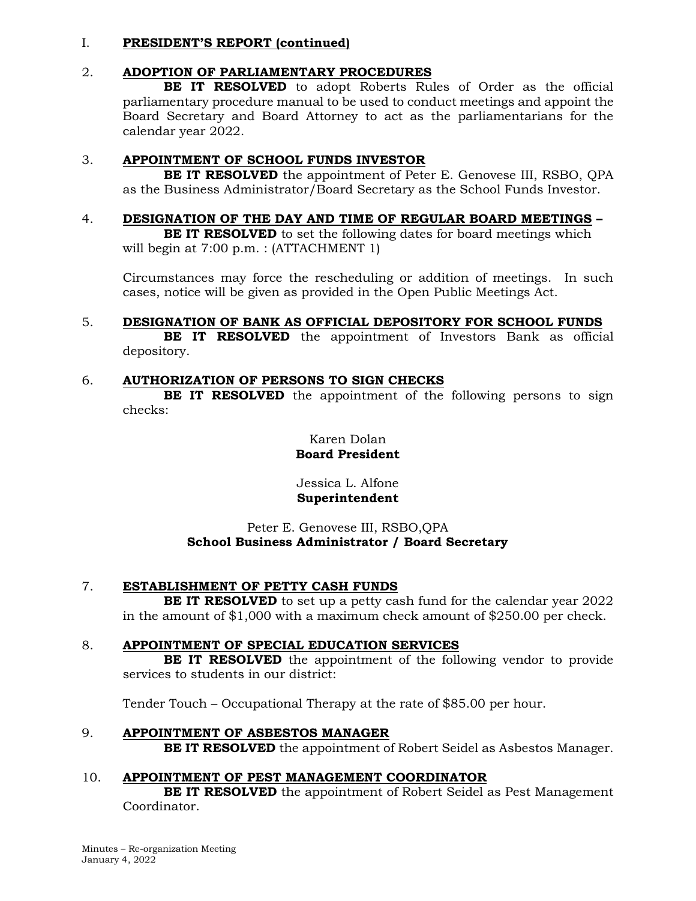I. **PRESIDENT'S REPORT (continued)**

2. **ADOPTION OF PARLIAMENTARY PROCEDURES**

   **BE IT RESOLVED** to adopt Roberts Rules of Order as the official parliamentary procedure manual to be used to conduct meetings and appoint the Board Secretary and Board Attorney to act as the parliamentarians for the calendar year 2022.

3. **APPOINTMENT OF SCHOOL FUNDS INVESTOR**

   **BE IT RESOLVED** the appointment of Peter E. Genovese III, RSBO, QPA as the Business Administrator/Board Secretary as the School Funds Investor.

4. **DESIGNATION OF THE DAY AND TIME OF REGULAR BOARD MEETINGS –**

   **BE IT RESOLVED** to set the following dates for board meetings which will begin at 7:00 p.m. : (ATTACHMENT 1)

   Circumstances may force the rescheduling or addition of meetings. In such cases, notice will be given as provided in the Open Public Meetings Act.

5. **DESIGNATION OF BANK AS OFFICIAL DEPOSITORY FOR SCHOOL FUNDS**

   **BE IT RESOLVED** the appointment of Investors Bank as official depository.

6. **AUTHORIZATION OF PERSONS TO SIGN CHECKS**

   **BE IT RESOLVED** the appointment of the following persons to sign checks:

   Karen Dolan
   **Board President**

   Jessica L. Alfone
   **Superintendent**

   Peter E. Genovese III, RSBO,QPA
   **School Business Administrator / Board Secretary**

7. **ESTABLISHMENT OF PETTY CASH FUNDS**

   **BE IT RESOLVED** to set up a petty cash fund for the calendar year 2022 in the amount of $1,000 with a maximum check amount of $250.00 per check.

8. **APPOINTMENT OF SPECIAL EDUCATION SERVICES**

   **BE IT RESOLVED** the appointment of the following vendor to provide services to students in our district:

   Tender Touch – Occupational Therapy at the rate of $85.00 per hour.

9. **APPOINTMENT OF ASBESTOS MANAGER**

   **BE IT RESOLVED** the appointment of Robert Seidel as Asbestos Manager.

10. **APPOINTMENT OF PEST MANAGEMENT COORDINATOR**

    **BE IT RESOLVED** the appointment of Robert Seidel as Pest Management Coordinator.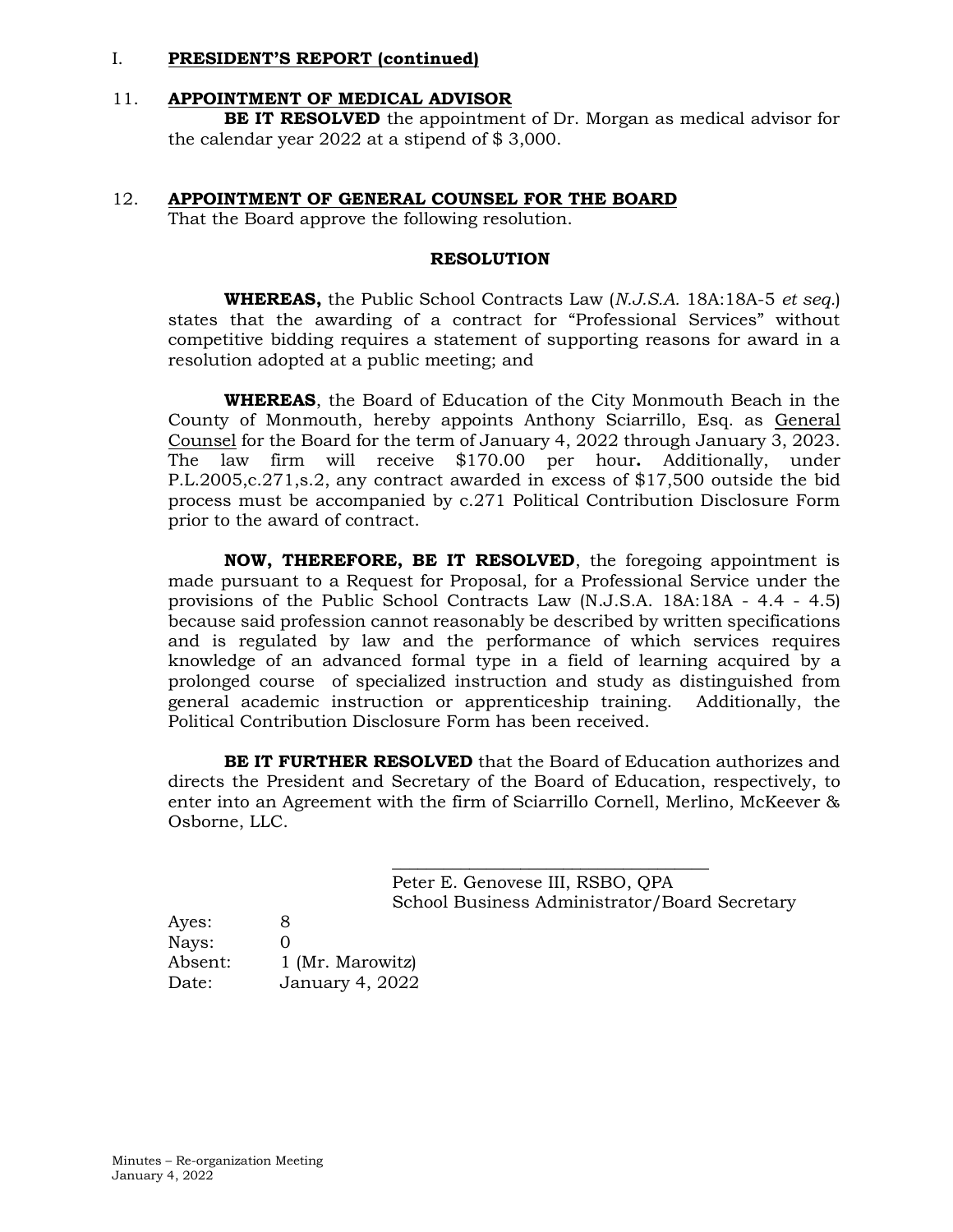I. **PRESIDENT'S REPORT (continued)**

11. **APPOINTMENT OF MEDICAL ADVISOR**

**BE IT RESOLVED** the appointment of Dr. Morgan as medical advisor for the calendar year 2022 at a stipend of $ 3,000.

12. **APPOINTMENT OF GENERAL COUNSEL FOR THE BOARD**

That the Board approve the following resolution.

**RESOLUTION**

**WHEREAS,** the Public School Contracts Law (*N.J.S.A.* 18A:18A-5 *et seq.*) states that the awarding of a contract for "Professional Services" without competitive bidding requires a statement of supporting reasons for award in a resolution adopted at a public meeting; and

**WHEREAS**, the Board of Education of the City Monmouth Beach in the County of Monmouth, hereby appoints Anthony Sciarrillo, Esq. as General Counsel for the Board for the term of January 4, 2022 through January 3, 2023. The law firm will receive $170.00 per hour**.** Additionally, under P.L.2005,c.271,s.2, any contract awarded in excess of $17,500 outside the bid process must be accompanied by c.271 Political Contribution Disclosure Form prior to the award of contract.

**NOW, THEREFORE, BE IT RESOLVED**, the foregoing appointment is made pursuant to a Request for Proposal, for a Professional Service under the provisions of the Public School Contracts Law (N.J.S.A. 18A:18A - 4.4 - 4.5) because said profession cannot reasonably be described by written specifications and is regulated by law and the performance of which services requires knowledge of an advanced formal type in a field of learning acquired by a prolonged course of specialized instruction and study as distinguished from general academic instruction or apprenticeship training. Additionally, the Political Contribution Disclosure Form has been received.

**BE IT FURTHER RESOLVED** that the Board of Education authorizes and directs the President and Secretary of the Board of Education, respectively, to enter into an Agreement with the firm of Sciarrillo Cornell, Merlino, McKeever & Osborne, LLC.

\_\_\_\_\_\_\_\_\_\_\_\_\_\_\_\_\_\_\_\_\_\_\_\_\_\_\_\_\_\_\_\_\_\_\_\_
Peter E. Genovese III, RSBO, QPA
School Business Administrator/Board Secretary

Ayes: 8
Nays: 0
Absent: 1 (Mr. Marowitz)
Date: January 4, 2022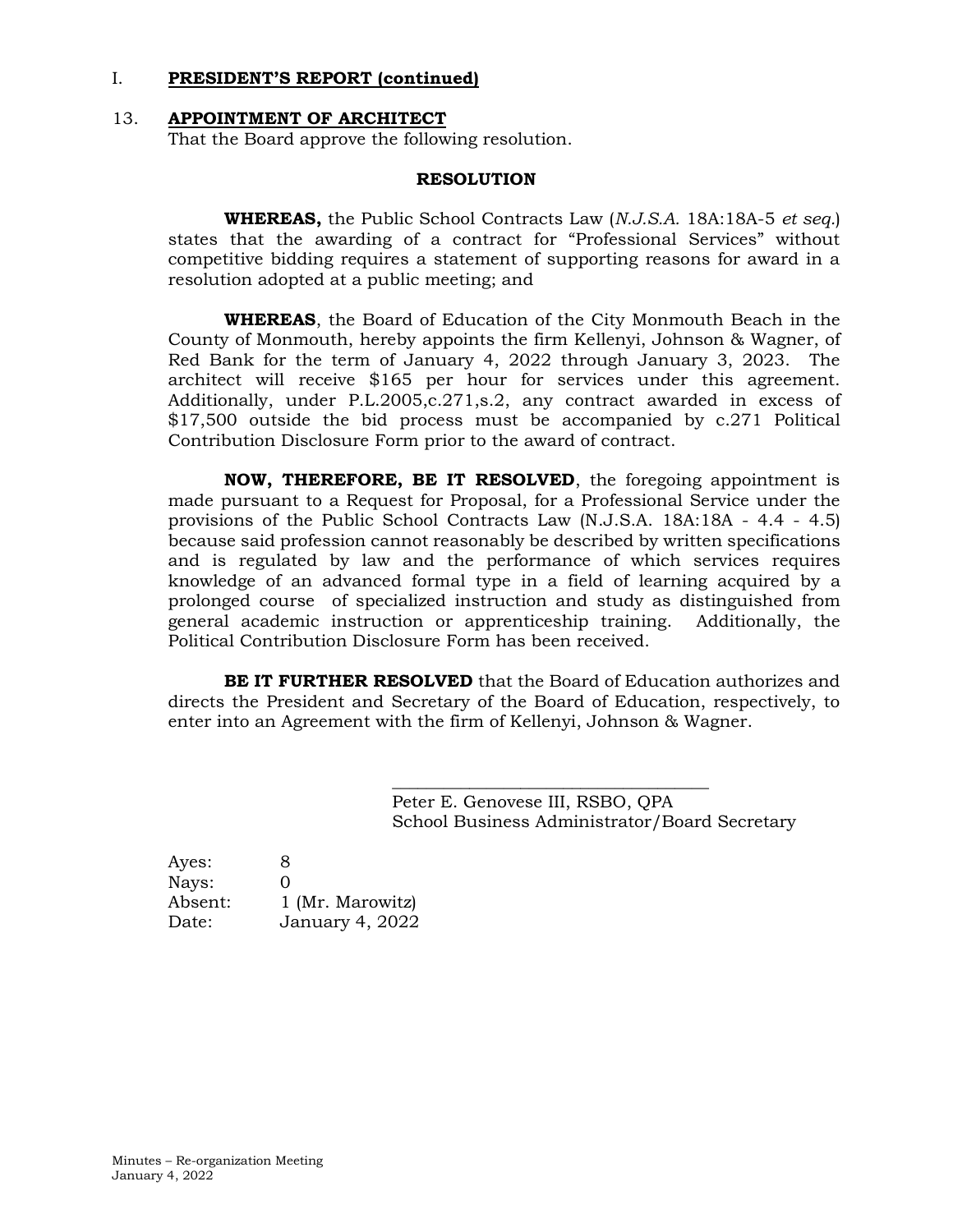## I. **PRESIDENT'S REPORT (continued)**

### 13. **APPOINTMENT OF ARCHITECT**

That the Board approve the following resolution.

**RESOLUTION**

**WHEREAS,** the Public School Contracts Law (*N.J.S.A.* 18A:18A-5 *et seq.*) states that the awarding of a contract for "Professional Services" without competitive bidding requires a statement of supporting reasons for award in a resolution adopted at a public meeting; and

**WHEREAS**, the Board of Education of the City Monmouth Beach in the County of Monmouth, hereby appoints the firm Kellenyi, Johnson & Wagner, of Red Bank for the term of January 4, 2022 through January 3, 2023. The architect will receive $165 per hour for services under this agreement. Additionally, under P.L.2005,c.271,s.2, any contract awarded in excess of $17,500 outside the bid process must be accompanied by c.271 Political Contribution Disclosure Form prior to the award of contract.

**NOW, THEREFORE, BE IT RESOLVED**, the foregoing appointment is made pursuant to a Request for Proposal, for a Professional Service under the provisions of the Public School Contracts Law (N.J.S.A. 18A:18A - 4.4 - 4.5) because said profession cannot reasonably be described by written specifications and is regulated by law and the performance of which services requires knowledge of an advanced formal type in a field of learning acquired by a prolonged course of specialized instruction and study as distinguished from general academic instruction or apprenticeship training. Additionally, the Political Contribution Disclosure Form has been received.

**BE IT FURTHER RESOLVED** that the Board of Education authorizes and directs the President and Secretary of the Board of Education, respectively, to enter into an Agreement with the firm of Kellenyi, Johnson & Wagner.

\_\_\_\_\_\_\_\_\_\_\_\_\_\_\_\_\_\_\_\_\_\_\_\_\_\_\_\_\_\_\_\_\_\_\_\_\_\_
Peter E. Genovese III, RSBO, QPA
School Business Administrator/Board Secretary

Ayes: 8
Nays: 0
Absent: 1 (Mr. Marowitz)
Date: January 4, 2022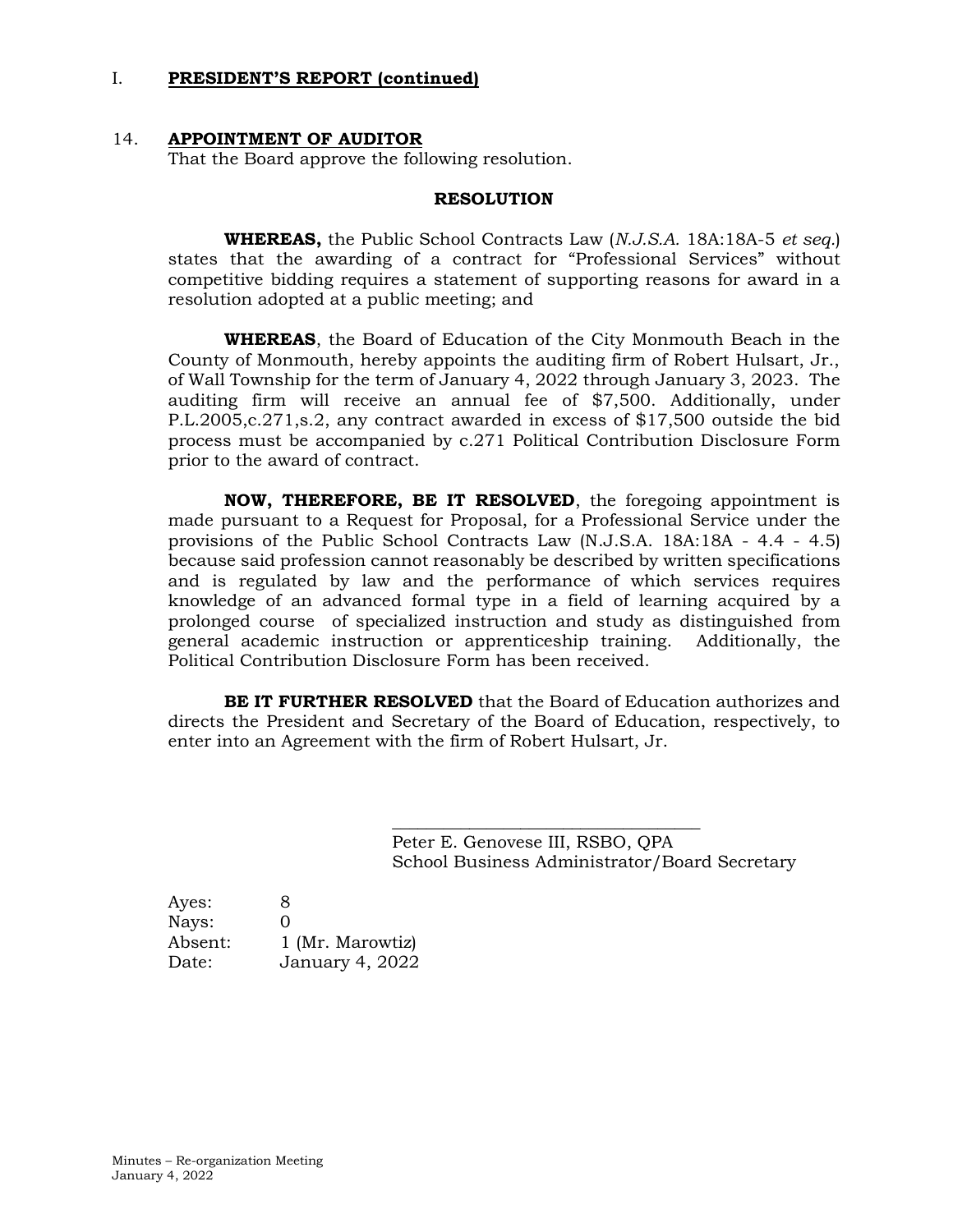I. **PRESIDENT'S REPORT (continued)**

14. **APPOINTMENT OF AUDITOR**
That the Board approve the following resolution.

**RESOLUTION**

**WHEREAS,** the Public School Contracts Law (*N.J.S.A.* 18A:18A-5 *et seq.*) states that the awarding of a contract for "Professional Services" without competitive bidding requires a statement of supporting reasons for award in a resolution adopted at a public meeting; and

**WHEREAS**, the Board of Education of the City Monmouth Beach in the County of Monmouth, hereby appoints the auditing firm of Robert Hulsart, Jr., of Wall Township for the term of January 4, 2022 through January 3, 2023. The auditing firm will receive an annual fee of $7,500. Additionally, under P.L.2005,c.271,s.2, any contract awarded in excess of $17,500 outside the bid process must be accompanied by c.271 Political Contribution Disclosure Form prior to the award of contract.

**NOW, THEREFORE, BE IT RESOLVED**, the foregoing appointment is made pursuant to a Request for Proposal, for a Professional Service under the provisions of the Public School Contracts Law (N.J.S.A. 18A:18A - 4.4 - 4.5) because said profession cannot reasonably be described by written specifications and is regulated by law and the performance of which services requires knowledge of an advanced formal type in a field of learning acquired by a prolonged course of specialized instruction and study as distinguished from general academic instruction or apprenticeship training. Additionally, the Political Contribution Disclosure Form has been received.

**BE IT FURTHER RESOLVED** that the Board of Education authorizes and directs the President and Secretary of the Board of Education, respectively, to enter into an Agreement with the firm of Robert Hulsart, Jr.

\_\_\_\_\_\_\_\_\_\_\_\_\_\_\_\_\_\_\_\_\_\_\_\_\_\_\_\_\_\_\_\_\_\_\_\_
Peter E. Genovese III, RSBO, QPA
School Business Administrator/Board Secretary

Ayes: 8
Nays: 0
Absent: 1 (Mr. Marowtiz)
Date: January 4, 2022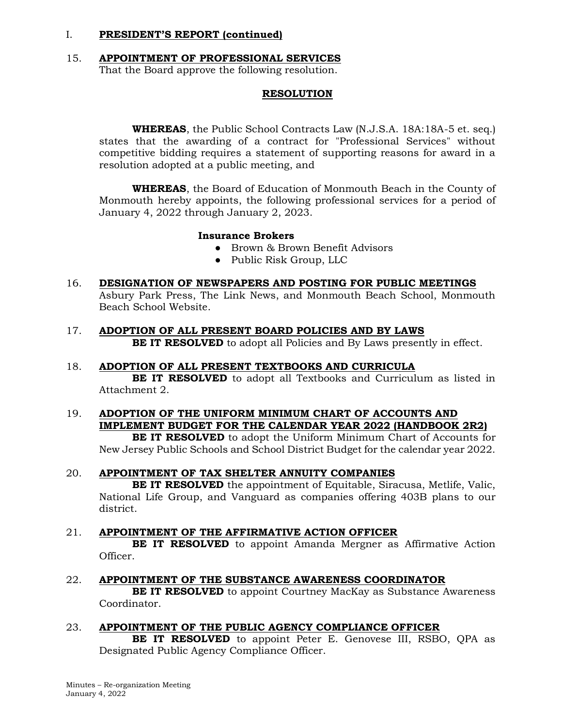I. **PRESIDENT'S REPORT (continued)**

15. **APPOINTMENT OF PROFESSIONAL SERVICES**
That the Board approve the following resolution.

**RESOLUTION**

**WHEREAS**, the Public School Contracts Law (N.J.S.A. 18A:18A-5 et. seq.) states that the awarding of a contract for "Professional Services" without competitive bidding requires a statement of supporting reasons for award in a resolution adopted at a public meeting, and

**WHEREAS**, the Board of Education of Monmouth Beach in the County of Monmouth hereby appoints, the following professional services for a period of January 4, 2022 through January 2, 2023.

**Insurance Brokers**

- Brown & Brown Benefit Advisors
- Public Risk Group, LLC

16. **DESIGNATION OF NEWSPAPERS AND POSTING FOR PUBLIC MEETINGS**
Asbury Park Press, The Link News, and Monmouth Beach School, Monmouth Beach School Website.

17. **ADOPTION OF ALL PRESENT BOARD POLICIES AND BY LAWS**
**BE IT RESOLVED** to adopt all Policies and By Laws presently in effect.

18. **ADOPTION OF ALL PRESENT TEXTBOOKS AND CURRICULA**
**BE IT RESOLVED** to adopt all Textbooks and Curriculum as listed in Attachment 2.

19. **ADOPTION OF THE UNIFORM MINIMUM CHART OF ACCOUNTS AND IMPLEMENT BUDGET FOR THE CALENDAR YEAR 2022 (HANDBOOK 2R2)**
**BE IT RESOLVED** to adopt the Uniform Minimum Chart of Accounts for New Jersey Public Schools and School District Budget for the calendar year 2022.

20. **APPOINTMENT OF TAX SHELTER ANNUITY COMPANIES**
**BE IT RESOLVED** the appointment of Equitable, Siracusa, Metlife, Valic, National Life Group, and Vanguard as companies offering 403B plans to our district.

21. **APPOINTMENT OF THE AFFIRMATIVE ACTION OFFICER**
**BE IT RESOLVED** to appoint Amanda Mergner as Affirmative Action Officer.

22. **APPOINTMENT OF THE SUBSTANCE AWARENESS COORDINATOR**
**BE IT RESOLVED** to appoint Courtney MacKay as Substance Awareness Coordinator.

23. **APPOINTMENT OF THE PUBLIC AGENCY COMPLIANCE OFFICER**
**BE IT RESOLVED** to appoint Peter E. Genovese III, RSBO, QPA as Designated Public Agency Compliance Officer.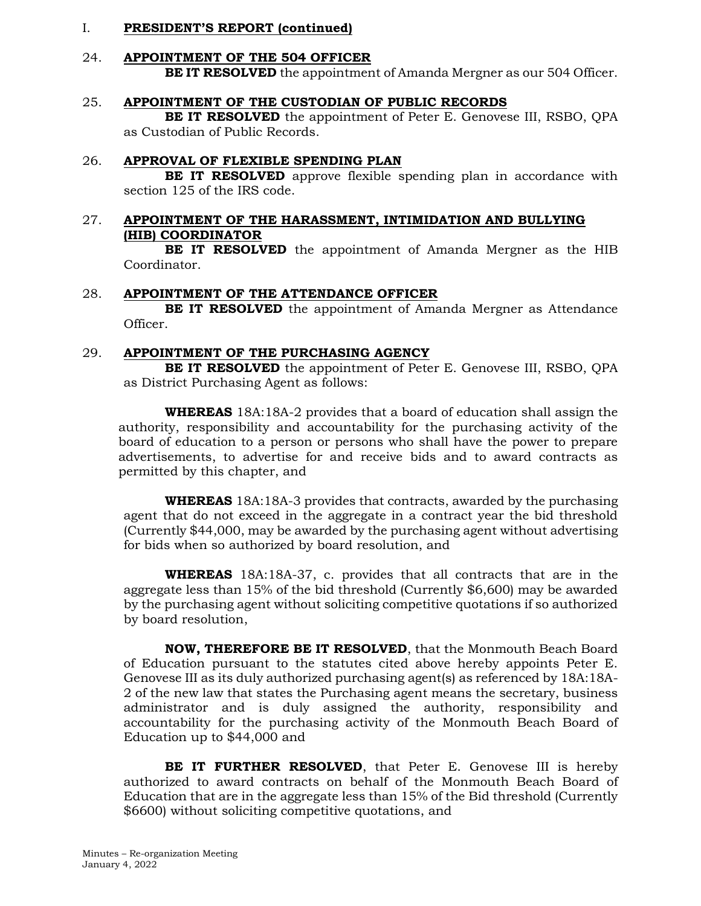I. **PRESIDENT'S REPORT (continued)**

24. **APPOINTMENT OF THE 504 OFFICER**

**BE IT RESOLVED** the appointment of Amanda Mergner as our 504 Officer.

25. **APPOINTMENT OF THE CUSTODIAN OF PUBLIC RECORDS**

**BE IT RESOLVED** the appointment of Peter E. Genovese III, RSBO, QPA as Custodian of Public Records.

26. **APPROVAL OF FLEXIBLE SPENDING PLAN**

**BE IT RESOLVED** approve flexible spending plan in accordance with section 125 of the IRS code.

27. **APPOINTMENT OF THE HARASSMENT, INTIMIDATION AND BULLYING (HIB) COORDINATOR**

**BE IT RESOLVED** the appointment of Amanda Mergner as the HIB Coordinator.

28. **APPOINTMENT OF THE ATTENDANCE OFFICER**

**BE IT RESOLVED** the appointment of Amanda Mergner as Attendance Officer.

29. **APPOINTMENT OF THE PURCHASING AGENCY**

**BE IT RESOLVED** the appointment of Peter E. Genovese III, RSBO, QPA as District Purchasing Agent as follows:

**WHEREAS** 18A:18A-2 provides that a board of education shall assign the authority, responsibility and accountability for the purchasing activity of the board of education to a person or persons who shall have the power to prepare advertisements, to advertise for and receive bids and to award contracts as permitted by this chapter, and

**WHEREAS** 18A:18A-3 provides that contracts, awarded by the purchasing agent that do not exceed in the aggregate in a contract year the bid threshold (Currently $44,000, may be awarded by the purchasing agent without advertising for bids when so authorized by board resolution, and

**WHEREAS** 18A:18A-37, c. provides that all contracts that are in the aggregate less than 15% of the bid threshold (Currently $6,600) may be awarded by the purchasing agent without soliciting competitive quotations if so authorized by board resolution,

**NOW, THEREFORE BE IT RESOLVED**, that the Monmouth Beach Board of Education pursuant to the statutes cited above hereby appoints Peter E. Genovese III as its duly authorized purchasing agent(s) as referenced by 18A:18A-2 of the new law that states the Purchasing agent means the secretary, business administrator and is duly assigned the authority, responsibility and accountability for the purchasing activity of the Monmouth Beach Board of Education up to $44,000 and

**BE IT FURTHER RESOLVED**, that Peter E. Genovese III is hereby authorized to award contracts on behalf of the Monmouth Beach Board of Education that are in the aggregate less than 15% of the Bid threshold (Currently $6600) without soliciting competitive quotations, and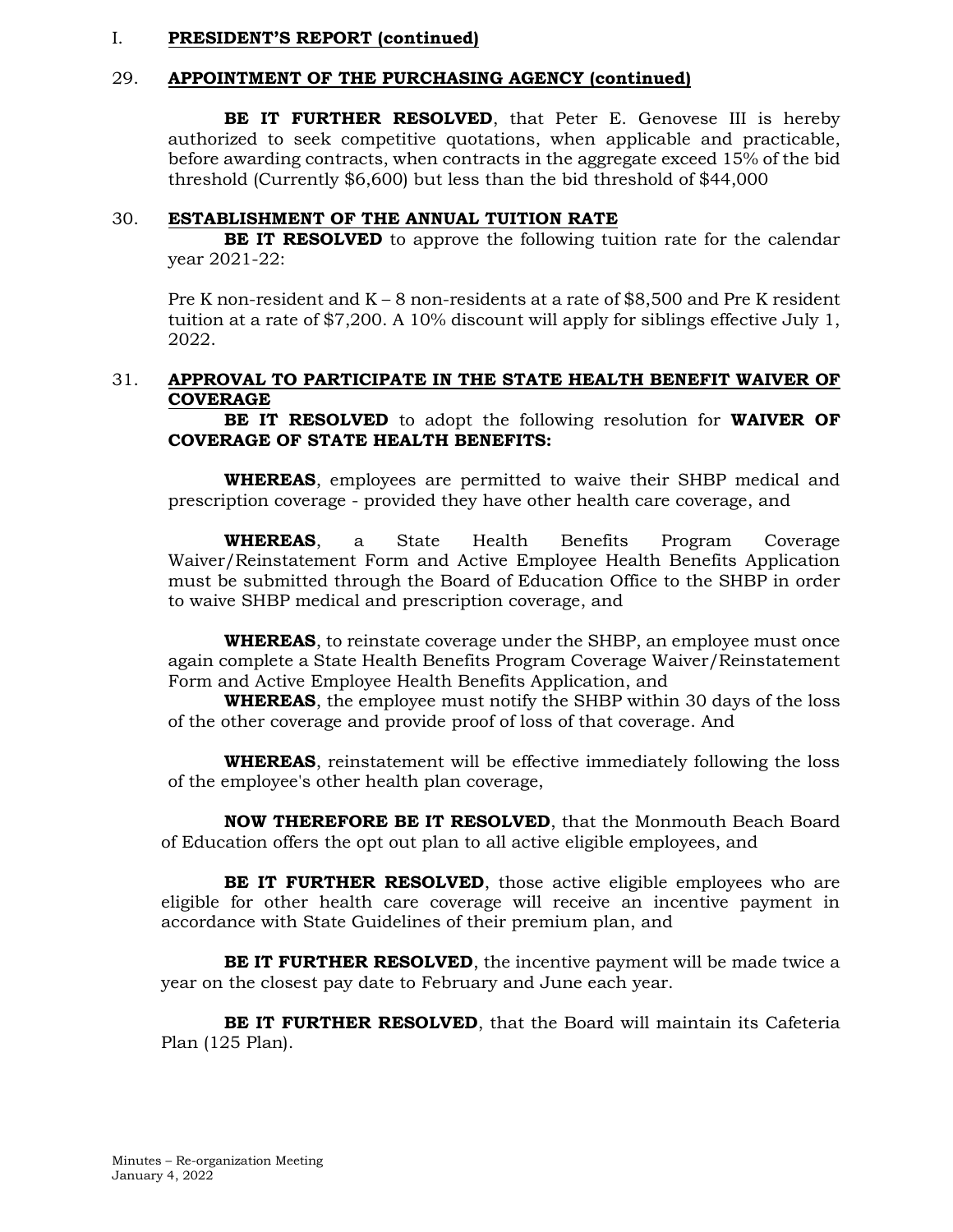I. **PRESIDENT'S REPORT (continued)**

29. **APPOINTMENT OF THE PURCHASING AGENCY (continued)**

**BE IT FURTHER RESOLVED**, that Peter E. Genovese III is hereby authorized to seek competitive quotations, when applicable and practicable, before awarding contracts, when contracts in the aggregate exceed 15% of the bid threshold (Currently $6,600) but less than the bid threshold of $44,000

30. **ESTABLISHMENT OF THE ANNUAL TUITION RATE**

**BE IT RESOLVED** to approve the following tuition rate for the calendar year 2021-22:

Pre K non-resident and K – 8 non-residents at a rate of $8,500 and Pre K resident tuition at a rate of $7,200. A 10% discount will apply for siblings effective July 1, 2022.

31. **APPROVAL TO PARTICIPATE IN THE STATE HEALTH BENEFIT WAIVER OF COVERAGE**

**BE IT RESOLVED** to adopt the following resolution for **WAIVER OF COVERAGE OF STATE HEALTH BENEFITS:**

**WHEREAS**, employees are permitted to waive their SHBP medical and prescription coverage - provided they have other health care coverage, and

**WHEREAS**, a State Health Benefits Program Coverage Waiver/Reinstatement Form and Active Employee Health Benefits Application must be submitted through the Board of Education Office to the SHBP in order to waive SHBP medical and prescription coverage, and

**WHEREAS**, to reinstate coverage under the SHBP, an employee must once again complete a State Health Benefits Program Coverage Waiver/Reinstatement Form and Active Employee Health Benefits Application, and

**WHEREAS**, the employee must notify the SHBP within 30 days of the loss of the other coverage and provide proof of loss of that coverage. And

**WHEREAS**, reinstatement will be effective immediately following the loss of the employee's other health plan coverage,

**NOW THEREFORE BE IT RESOLVED**, that the Monmouth Beach Board of Education offers the opt out plan to all active eligible employees, and

**BE IT FURTHER RESOLVED**, those active eligible employees who are eligible for other health care coverage will receive an incentive payment in accordance with State Guidelines of their premium plan, and

**BE IT FURTHER RESOLVED**, the incentive payment will be made twice a year on the closest pay date to February and June each year.

**BE IT FURTHER RESOLVED**, that the Board will maintain its Cafeteria Plan (125 Plan).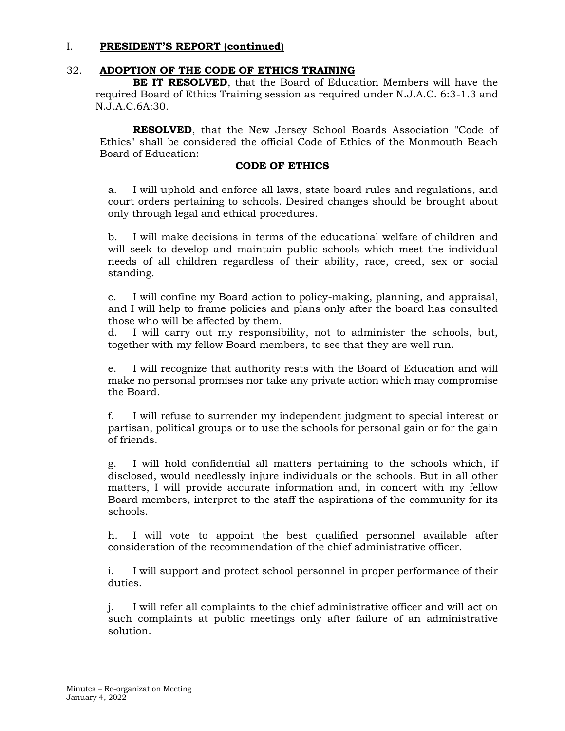I. **PRESIDENT'S REPORT (continued)**

32. **ADOPTION OF THE CODE OF ETHICS TRAINING**

**BE IT RESOLVED**, that the Board of Education Members will have the required Board of Ethics Training session as required under N.J.A.C. 6:3-1.3 and N.J.A.C.6A:30.

**RESOLVED**, that the New Jersey School Boards Association "Code of Ethics" shall be considered the official Code of Ethics of the Monmouth Beach Board of Education:

**CODE OF ETHICS**

a. I will uphold and enforce all laws, state board rules and regulations, and court orders pertaining to schools. Desired changes should be brought about only through legal and ethical procedures.

b. I will make decisions in terms of the educational welfare of children and will seek to develop and maintain public schools which meet the individual needs of all children regardless of their ability, race, creed, sex or social standing.

c. I will confine my Board action to policy-making, planning, and appraisal, and I will help to frame policies and plans only after the board has consulted those who will be affected by them.

d. I will carry out my responsibility, not to administer the schools, but, together with my fellow Board members, to see that they are well run.

e. I will recognize that authority rests with the Board of Education and will make no personal promises nor take any private action which may compromise the Board.

f. I will refuse to surrender my independent judgment to special interest or partisan, political groups or to use the schools for personal gain or for the gain of friends.

g. I will hold confidential all matters pertaining to the schools which, if disclosed, would needlessly injure individuals or the schools. But in all other matters, I will provide accurate information and, in concert with my fellow Board members, interpret to the staff the aspirations of the community for its schools.

h. I will vote to appoint the best qualified personnel available after consideration of the recommendation of the chief administrative officer.

i. I will support and protect school personnel in proper performance of their duties.

j. I will refer all complaints to the chief administrative officer and will act on such complaints at public meetings only after failure of an administrative solution.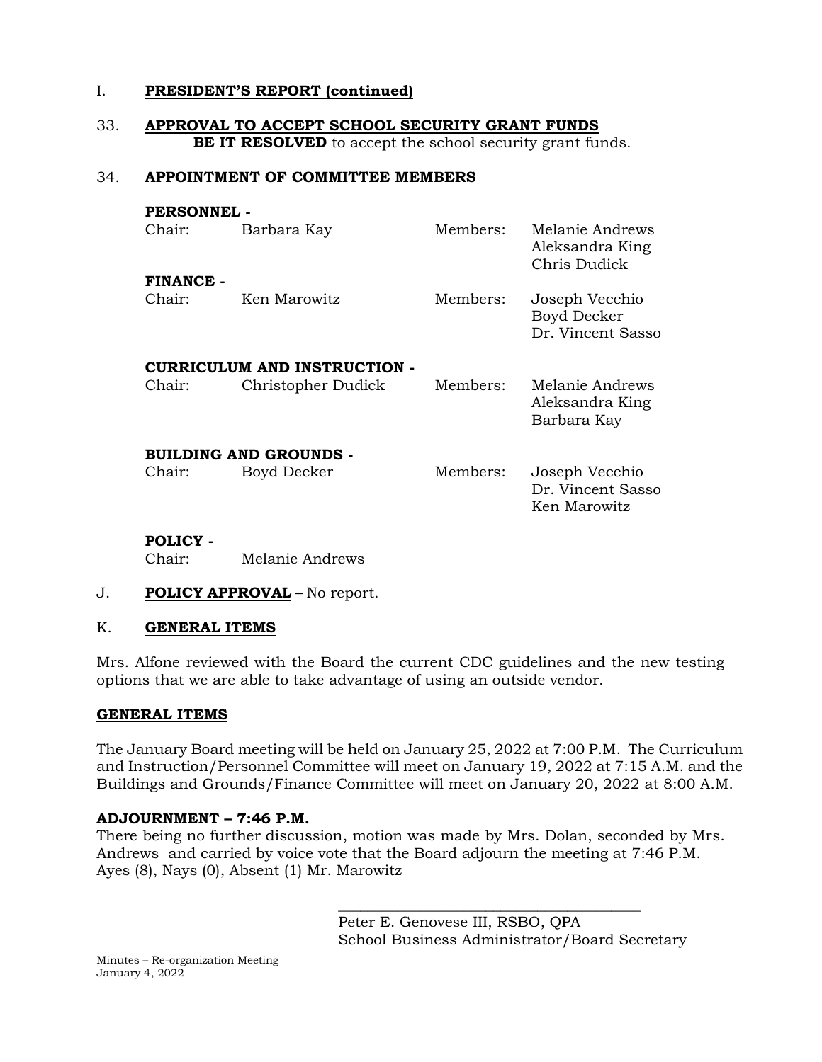I. **PRESIDENT'S REPORT (continued)**

33. **APPROVAL TO ACCEPT SCHOOL SECURITY GRANT FUNDS**
**BE IT RESOLVED** to accept the school security grant funds.

34. **APPOINTMENT OF COMMITTEE MEMBERS**

**PERSONNEL -**

| | | | |
|---|---|---|---|
| Chair: | Barbara Kay | Members: | Melanie Andrews |
| | | | Aleksandra King |
| | | | Chris Dudick |

**FINANCE -**

| | | | |
|---|---|---|---|
| Chair: | Ken Marowitz | Members: | Joseph Vecchio |
| | | | Boyd Decker |
| | | | Dr. Vincent Sasso |

**CURRICULUM AND INSTRUCTION -**

| | | | |
|---|---|---|---|
| Chair: | Christopher Dudick | Members: | Melanie Andrews |
| | | | Aleksandra King |
| | | | Barbara Kay |

**BUILDING AND GROUNDS -**

| | | | |
|---|---|---|---|
| Chair: | Boyd Decker | Members: | Joseph Vecchio |
| | | | Dr. Vincent Sasso |
| | | | Ken Marowitz |

**POLICY -**

Chair: Melanie Andrews

J. **POLICY APPROVAL** – No report.

K. **GENERAL ITEMS**

Mrs. Alfone reviewed with the Board the current CDC guidelines and the new testing options that we are able to take advantage of using an outside vendor.

**GENERAL ITEMS**

The January Board meeting will be held on January 25, 2022 at 7:00 P.M. The Curriculum and Instruction/Personnel Committee will meet on January 19, 2022 at 7:15 A.M. and the Buildings and Grounds/Finance Committee will meet on January 20, 2022 at 8:00 A.M.

**ADJOURNMENT – 7:46 P.M.**

There being no further discussion, motion was made by Mrs. Dolan, seconded by Mrs. Andrews and carried by voice vote that the Board adjourn the meeting at 7:46 P.M.
Ayes (8), Nays (0), Absent (1) Mr. Marowitz

\_\_\_\_\_\_\_\_\_\_\_\_\_\_\_\_\_\_\_\_\_\_\_\_\_\_\_\_\_\_\_\_\_\_\_\_\_\_\_\_

Peter E. Genovese III, RSBO, QPA
School Business Administrator/Board Secretary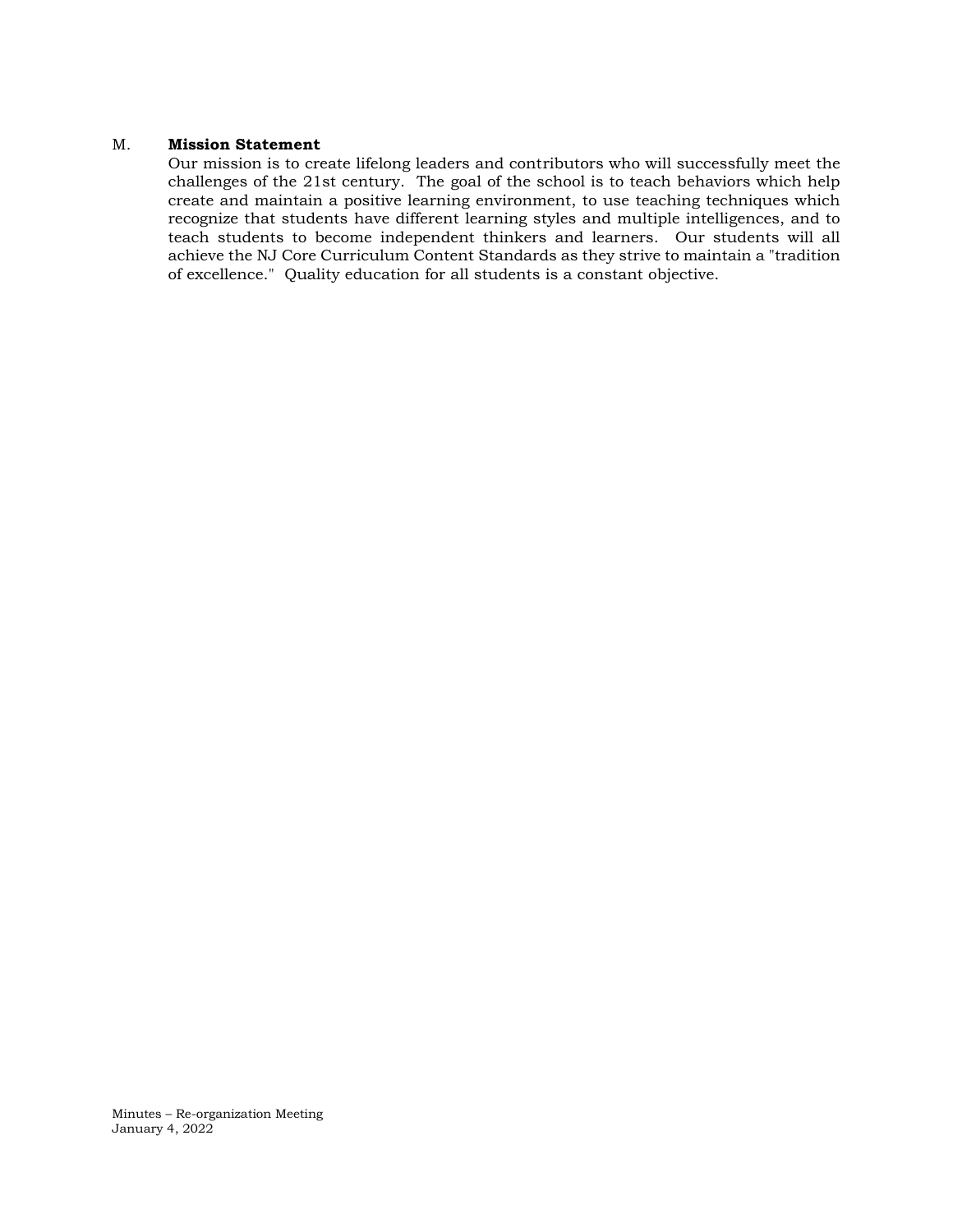M. **Mission Statement**

Our mission is to create lifelong leaders and contributors who will successfully meet the challenges of the 21st century. The goal of the school is to teach behaviors which help create and maintain a positive learning environment, to use teaching techniques which recognize that students have different learning styles and multiple intelligences, and to teach students to become independent thinkers and learners. Our students will all achieve the NJ Core Curriculum Content Standards as they strive to maintain a "tradition of excellence." Quality education for all students is a constant objective.